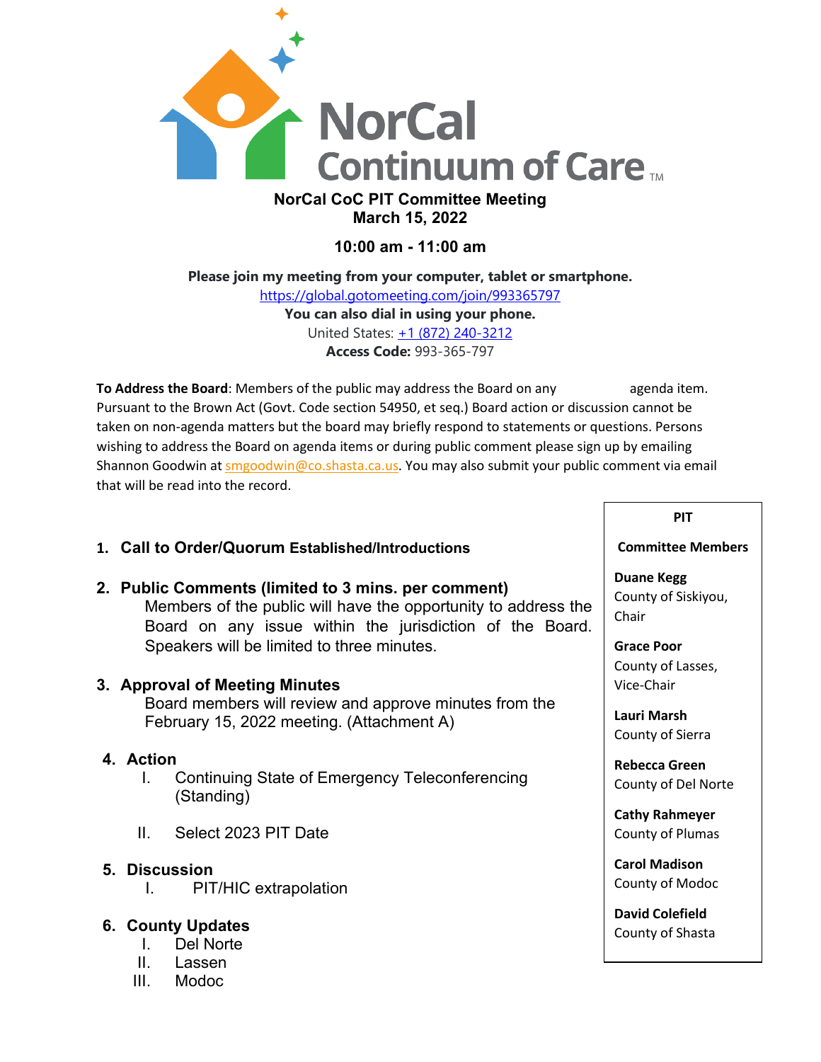NorCal Continuum of Care™

# NorCal CoC PIT Committee Meeting
## March 15, 2022

### 10:00 am - 11:00 am

**Please join my meeting from your computer, tablet or smartphone.**
https://global.gotomeeting.com/join/993365797
**You can also dial in using your phone.**
United States: +1 (872) 240-3212
**Access Code:** 993-365-797

**To Address the Board**: Members of the public may address the Board on any agenda item. Pursuant to the Brown Act (Govt. Code section 54950, et seq.) Board action or discussion cannot be taken on non-agenda matters but the board may briefly respond to statements or questions. Persons wishing to address the Board on agenda items or during public comment please sign up by emailing Shannon Goodwin at smgoodwin@co.shasta.ca.us. You may also submit your public comment via email that will be read into the record.

1. **Call to Order/Quorum Established/Introductions**

2. **Public Comments (limited to 3 mins. per comment)**
   Members of the public will have the opportunity to address the Board on any issue within the jurisdiction of the Board. Speakers will be limited to three minutes.

3. **Approval of Meeting Minutes**
   Board members will review and approve minutes from the February 15, 2022 meeting. (Attachment A)

4. **Action**
   I. Continuing State of Emergency Teleconferencing (Standing)
   II. Select 2023 PIT Date

5. **Discussion**
   I. PIT/HIC extrapolation

6. **County Updates**
   I. Del Norte
   II. Lassen
   III. Modoc

**PIT**

**Committee Members**

**Duane Kegg**
County of Siskiyou, Chair

**Grace Poor**
County of Lasses, Vice-Chair

**Lauri Marsh**
County of Sierra

**Rebecca Green**
County of Del Norte

**Cathy Rahmeyer**
County of Plumas

**Carol Madison**
County of Modoc

**David Colefield**
County of Shasta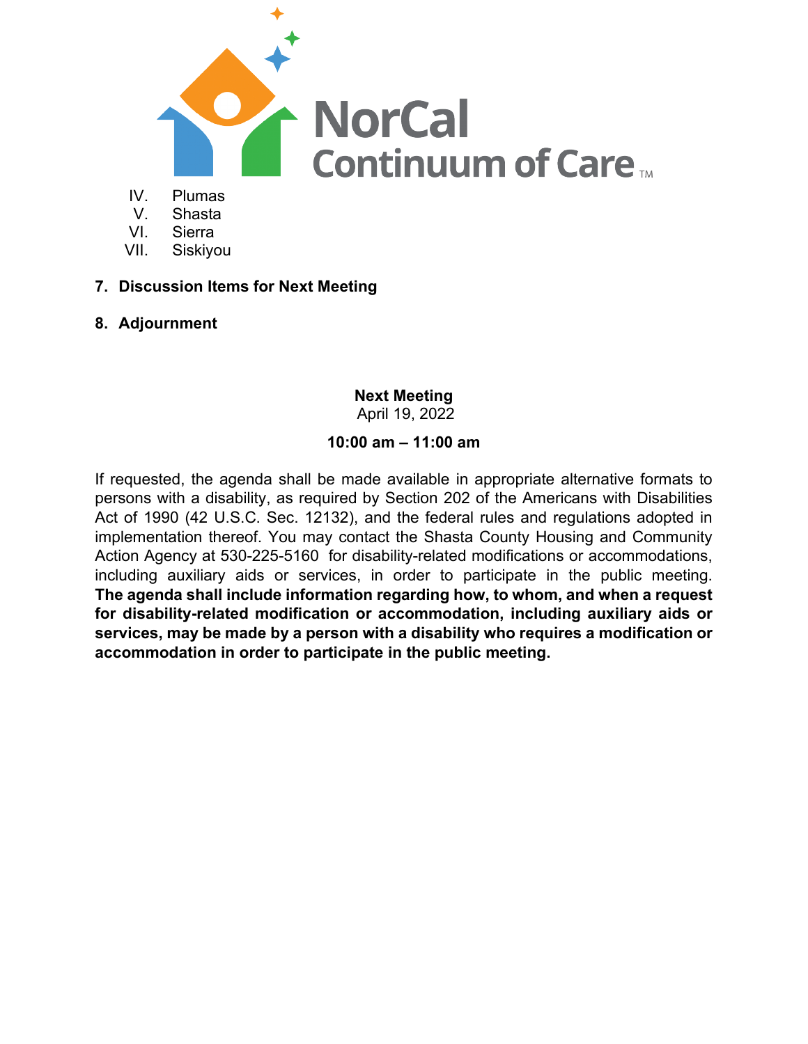IV. Plumas
V. Shasta
VI. Sierra
VII. Siskiyou

7. **Discussion Items for Next Meeting**

8. **Adjournment**

**Next Meeting**
April 19, 2022

**10:00 am – 11:00 am**

If requested, the agenda shall be made available in appropriate alternative formats to persons with a disability, as required by Section 202 of the Americans with Disabilities Act of 1990 (42 U.S.C. Sec. 12132), and the federal rules and regulations adopted in implementation thereof. You may contact the Shasta County Housing and Community Action Agency at 530-225-5160 for disability-related modifications or accommodations, including auxiliary aids or services, in order to participate in the public meeting. **The agenda shall include information regarding how, to whom, and when a request for disability-related modification or accommodation, including auxiliary aids or services, may be made by a person with a disability who requires a modification or accommodation in order to participate in the public meeting.**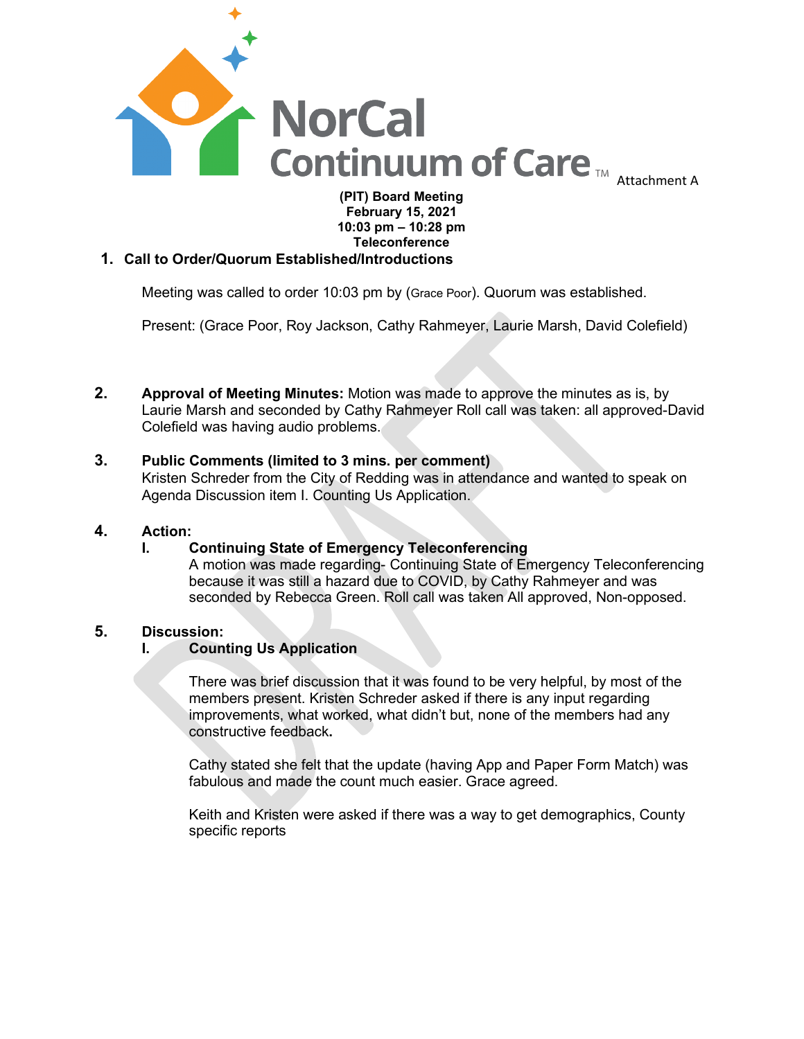NorCal Continuum of Care™ Attachment A

**(PIT) Board Meeting**
**February 15, 2021**
**10:03 pm – 10:28 pm**
**Teleconference**

## 1. Call to Order/Quorum Established/Introductions

Meeting was called to order 10:03 pm by (Grace Poor). Quorum was established.

Present: (Grace Poor, Roy Jackson, Cathy Rahmeyer, Laurie Marsh, David Colefield)

## 2. Approval of Meeting Minutes:

**Approval of Meeting Minutes:** Motion was made to approve the minutes as is, by Laurie Marsh and seconded by Cathy Rahmeyer Roll call was taken: all approved-David Colefield was having audio problems.

## 3. Public Comments (limited to 3 mins. per comment)

Kristen Schreder from the City of Redding was in attendance and wanted to speak on Agenda Discussion item I. Counting Us Application.

## 4. Action:

### I. Continuing State of Emergency Teleconferencing

A motion was made regarding- Continuing State of Emergency Teleconferencing because it was still a hazard due to COVID, by Cathy Rahmeyer and was seconded by Rebecca Green. Roll call was taken All approved, Non-opposed.

## 5. Discussion:

### I. Counting Us Application

There was brief discussion that it was found to be very helpful, by most of the members present. Kristen Schreder asked if there is any input regarding improvements, what worked, what didn't but, none of the members had any constructive feedback**.**

Cathy stated she felt that the update (having App and Paper Form Match) was fabulous and made the count much easier. Grace agreed.

Keith and Kristen were asked if there was a way to get demographics, County specific reports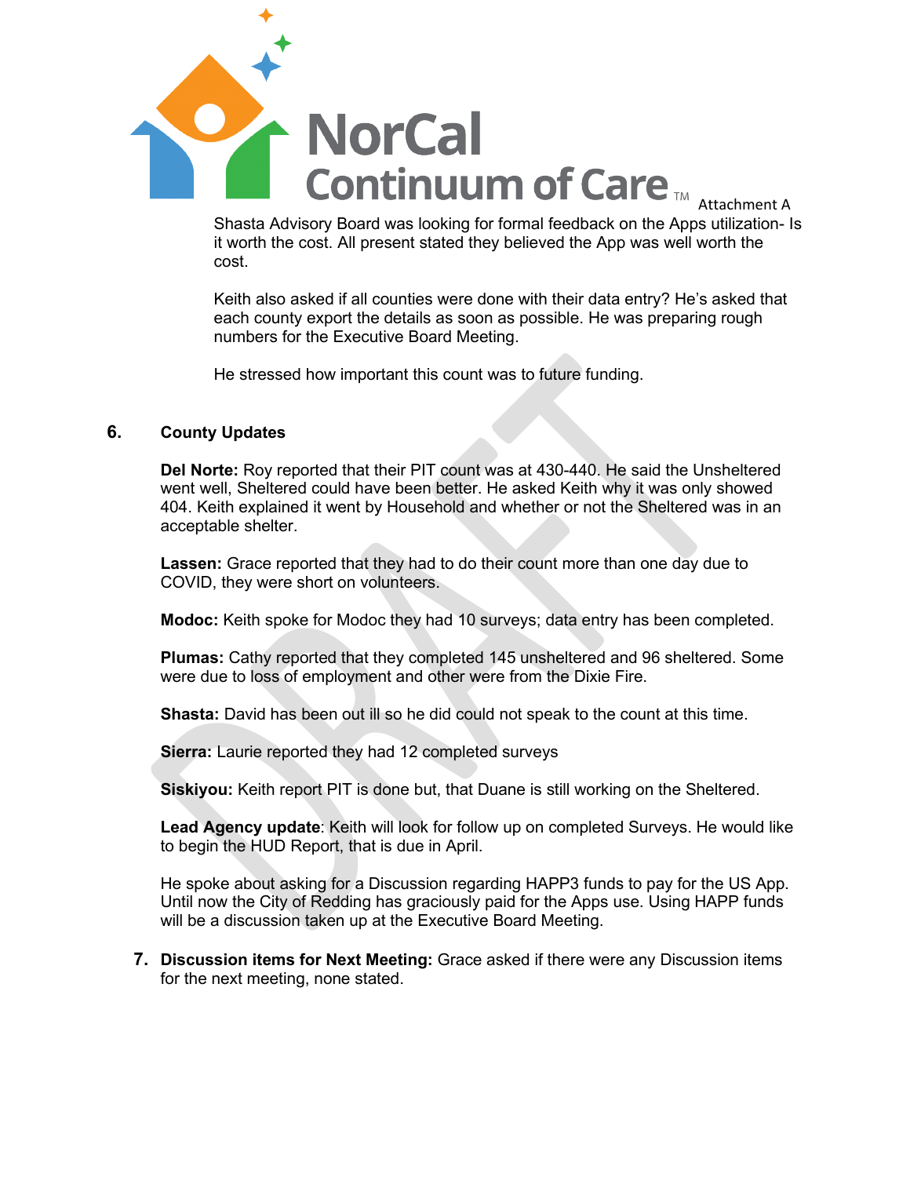Attachment A

Shasta Advisory Board was looking for formal feedback on the Apps utilization- Is it worth the cost. All present stated they believed the App was well worth the cost.

Keith also asked if all counties were done with their data entry? He's asked that each county export the details as soon as possible. He was preparing rough numbers for the Executive Board Meeting.

He stressed how important this count was to future funding.

**6. County Updates**

**Del Norte:** Roy reported that their PIT count was at 430-440. He said the Unsheltered went well, Sheltered could have been better. He asked Keith why it was only showed 404. Keith explained it went by Household and whether or not the Sheltered was in an acceptable shelter.

**Lassen:** Grace reported that they had to do their count more than one day due to COVID, they were short on volunteers.

**Modoc:** Keith spoke for Modoc they had 10 surveys; data entry has been completed.

**Plumas:** Cathy reported that they completed 145 unsheltered and 96 sheltered. Some were due to loss of employment and other were from the Dixie Fire.

**Shasta:** David has been out ill so he did could not speak to the count at this time.

**Sierra:** Laurie reported they had 12 completed surveys

**Siskiyou:** Keith report PIT is done but, that Duane is still working on the Sheltered.

**Lead Agency update**: Keith will look for follow up on completed Surveys. He would like to begin the HUD Report, that is due in April.

He spoke about asking for a Discussion regarding HAPP3 funds to pay for the US App. Until now the City of Redding has graciously paid for the Apps use. Using HAPP funds will be a discussion taken up at the Executive Board Meeting.

**7. Discussion items for Next Meeting:** Grace asked if there were any Discussion items for the next meeting, none stated.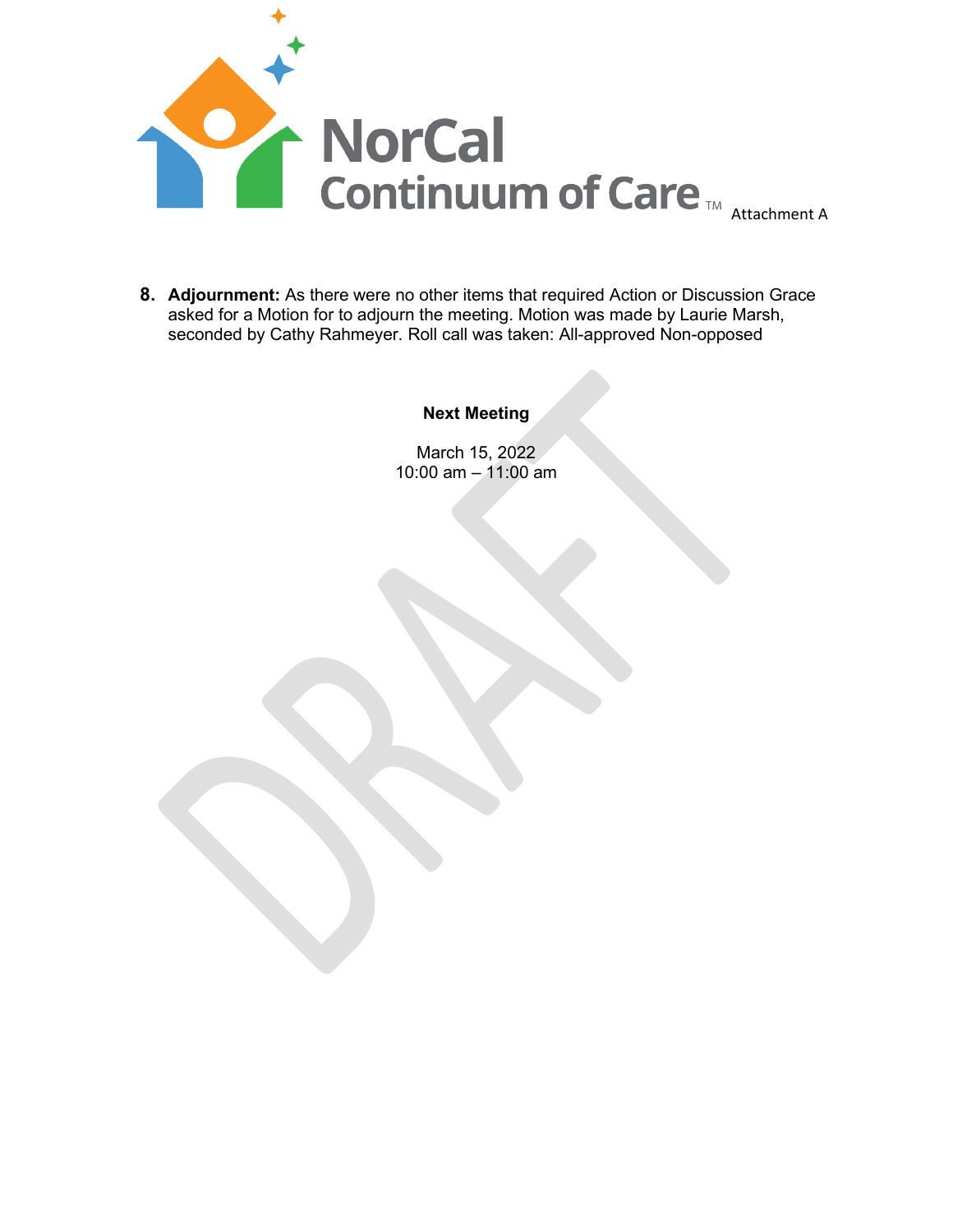Attachment A

8. **Adjournment:** As there were no other items that required Action or Discussion Grace asked for a Motion for to adjourn the meeting. Motion was made by Laurie Marsh, seconded by Cathy Rahmeyer. Roll call was taken: All-approved Non-opposed

**Next Meeting**

March 15, 2022
10:00 am – 11:00 am